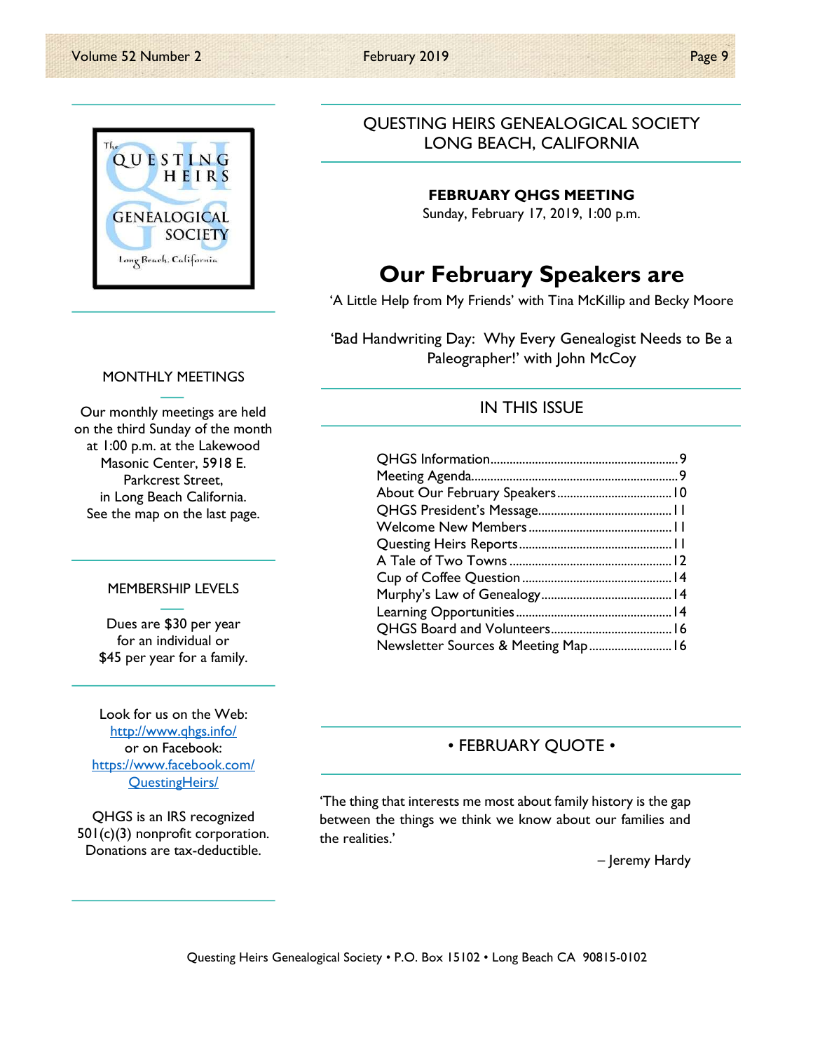# QUESTING HEIRS GENEALOGICAL SOCIETY
# LONG BEACH, CALIFORNIA

**FEBRUARY QHGS MEETING**

Sunday, February 17, 2019, 1:00 p.m.

## Our February Speakers are

'A Little Help from My Friends' with Tina McKillip and Becky Moore

'Bad Handwriting Day: Why Every Genealogist Needs to Be a Paleographer!' with John McCoy

### IN THIS ISSUE

- QHGS Information.......9
- Meeting Agenda.......9
- About Our February Speakers.......10
- QHGS President's Message.......11
- Welcome New Members.......11
- Questing Heirs Reports.......11
- A Tale of Two Towns.......12
- Cup of Coffee Question.......14
- Murphy's Law of Genealogy.......14
- Learning Opportunities.......14
- QHGS Board and Volunteers.......16
- Newsletter Sources & Meeting Map.......16

### • FEBRUARY QUOTE •

'The thing that interests me most about family history is the gap between the things we think we know about our families and the realities.'

– Jeremy Hardy

### MONTHLY MEETINGS

Our monthly meetings are held on the third Sunday of the month at 1:00 p.m. at the Lakewood Masonic Center, 5918 E. Parkcrest Street, in Long Beach California. See the map on the last page.

### MEMBERSHIP LEVELS

Dues are $30 per year for an individual or $45 per year for a family.

Look for us on the Web: http://www.qhgs.info/ or on Facebook: https://www.facebook.com/QuestingHeirs/

QHGS is an IRS recognized 501(c)(3) nonprofit corporation. Donations are tax-deductible.

Questing Heirs Genealogical Society • P.O. Box 15102 • Long Beach CA 90815-0102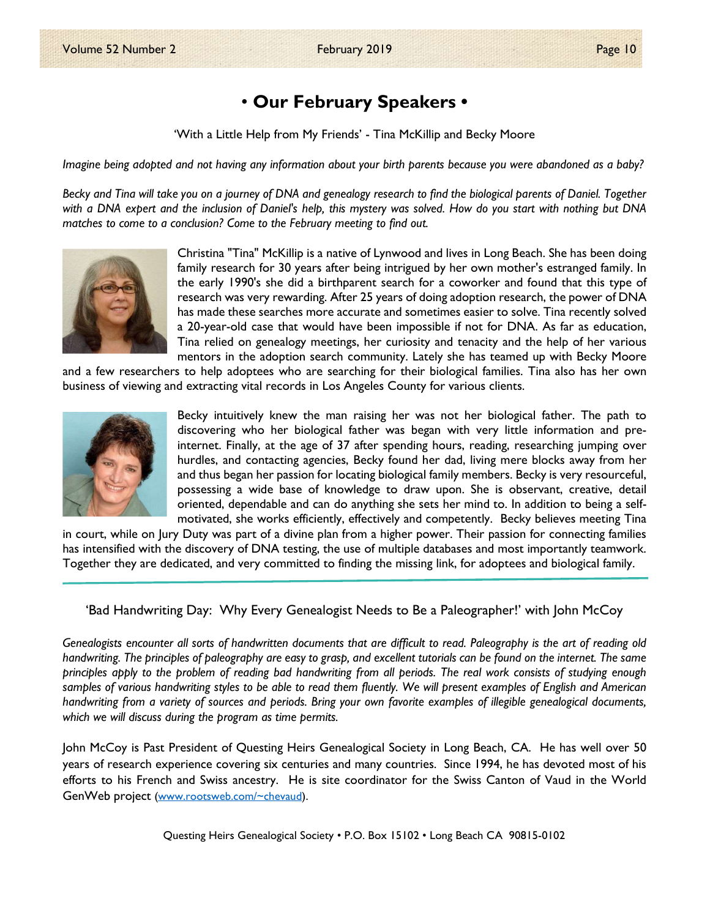# • Our February Speakers •

'With a Little Help from My Friends' - Tina McKillip and Becky Moore

*Imagine being adopted and not having any information about your birth parents because you were abandoned as a baby?*

*Becky and Tina will take you on a journey of DNA and genealogy research to find the biological parents of Daniel. Together with a DNA expert and the inclusion of Daniel's help, this mystery was solved. How do you start with nothing but DNA matches to come to a conclusion? Come to the February meeting to find out.*

Christina "Tina" McKillip is a native of Lynwood and lives in Long Beach. She has been doing family research for 30 years after being intrigued by her own mother's estranged family. In the early 1990's she did a birthparent search for a coworker and found that this type of research was very rewarding. After 25 years of doing adoption research, the power of DNA has made these searches more accurate and sometimes easier to solve. Tina recently solved a 20-year-old case that would have been impossible if not for DNA. As far as education, Tina relied on genealogy meetings, her curiosity and tenacity and the help of her various mentors in the adoption search community. Lately she has teamed up with Becky Moore and a few researchers to help adoptees who are searching for their biological families. Tina also has her own business of viewing and extracting vital records in Los Angeles County for various clients.

Becky intuitively knew the man raising her was not her biological father. The path to discovering who her biological father was began with very little information and pre-internet. Finally, at the age of 37 after spending hours, reading, researching jumping over hurdles, and contacting agencies, Becky found her dad, living mere blocks away from her and thus began her passion for locating biological family members. Becky is very resourceful, possessing a wide base of knowledge to draw upon. She is observant, creative, detail oriented, dependable and can do anything she sets her mind to. In addition to being a self-motivated, she works efficiently, effectively and competently. Becky believes meeting Tina in court, while on Jury Duty was part of a divine plan from a higher power. Their passion for connecting families has intensified with the discovery of DNA testing, the use of multiple databases and most importantly teamwork. Together they are dedicated, and very committed to finding the missing link, for adoptees and biological family.

---

'Bad Handwriting Day: Why Every Genealogist Needs to Be a Paleographer!' with John McCoy

*Genealogists encounter all sorts of handwritten documents that are difficult to read. Paleography is the art of reading old handwriting. The principles of paleography are easy to grasp, and excellent tutorials can be found on the internet. The same principles apply to the problem of reading bad handwriting from all periods. The real work consists of studying enough samples of various handwriting styles to be able to read them fluently. We will present examples of English and American handwriting from a variety of sources and periods. Bring your own favorite examples of illegible genealogical documents, which we will discuss during the program as time permits.*

John McCoy is Past President of Questing Heirs Genealogical Society in Long Beach, CA. He has well over 50 years of research experience covering six centuries and many countries. Since 1994, he has devoted most of his efforts to his French and Swiss ancestry. He is site coordinator for the Swiss Canton of Vaud in the World GenWeb project (www.rootsweb.com/~chevaud).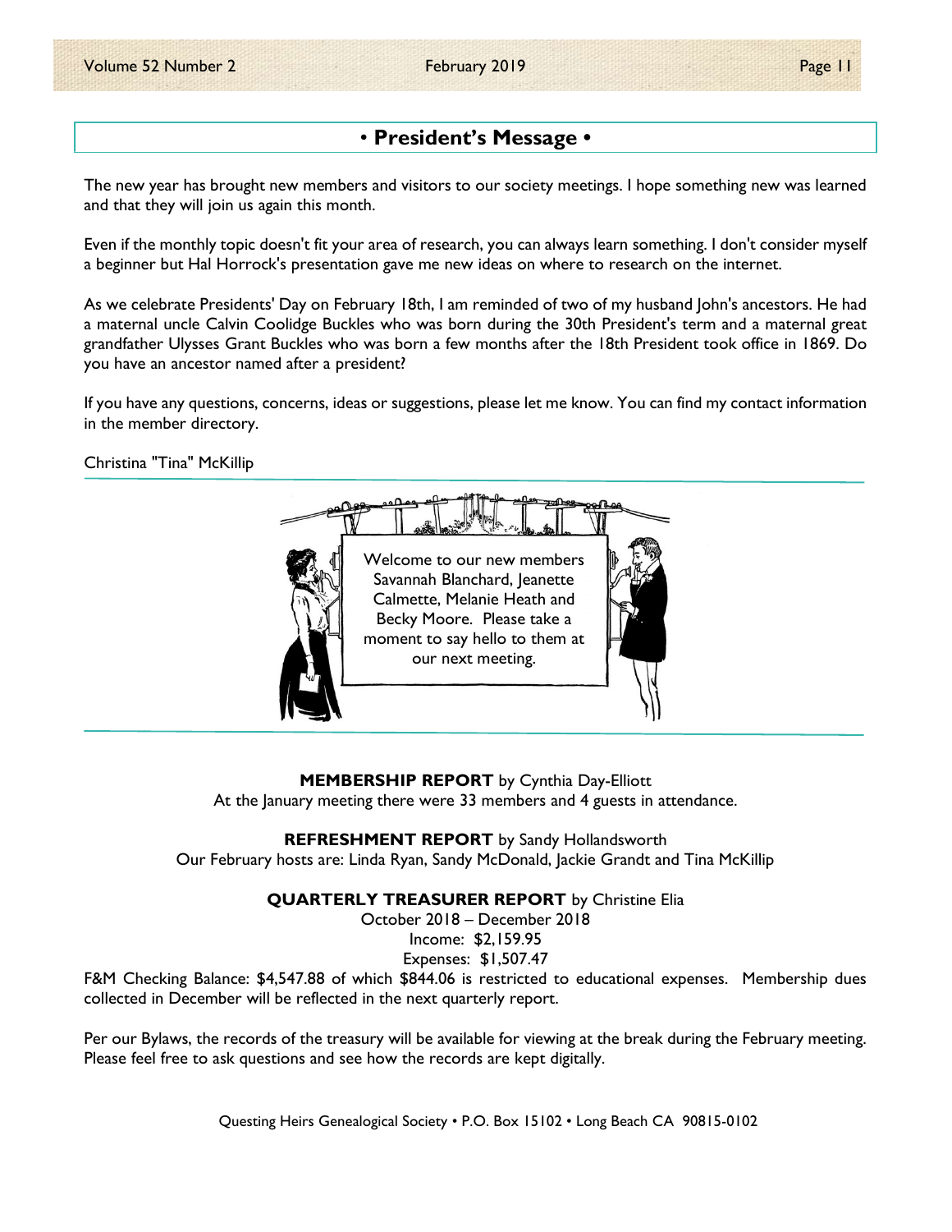## • President's Message •

The new year has brought new members and visitors to our society meetings. I hope something new was learned and that they will join us again this month.

Even if the monthly topic doesn't fit your area of research, you can always learn something. I don't consider myself a beginner but Hal Horrock's presentation gave me new ideas on where to research on the internet.

As we celebrate Presidents' Day on February 18th, I am reminded of two of my husband John's ancestors. He had a maternal uncle Calvin Coolidge Buckles who was born during the 30th President's term and a maternal great grandfather Ulysses Grant Buckles who was born a few months after the 18th President took office in 1869. Do you have an ancestor named after a president?

If you have any questions, concerns, ideas or suggestions, please let me know. You can find my contact information in the member directory.

Christina "Tina" McKillip

Welcome to our new members Savannah Blanchard, Jeanette Calmette, Melanie Heath and Becky Moore. Please take a moment to say hello to them at our next meeting.

**MEMBERSHIP REPORT** by Cynthia Day-Elliott

At the January meeting there were 33 members and 4 guests in attendance.

**REFRESHMENT REPORT** by Sandy Hollandsworth

Our February hosts are: Linda Ryan, Sandy McDonald, Jackie Grandt and Tina McKillip

**QUARTERLY TREASURER REPORT** by Christine Elia

October 2018 – December 2018

Income: $2,159.95

Expenses: $1,507.47

F&M Checking Balance: $4,547.88 of which $844.06 is restricted to educational expenses. Membership dues collected in December will be reflected in the next quarterly report.

Per our Bylaws, the records of the treasury will be available for viewing at the break during the February meeting. Please feel free to ask questions and see how the records are kept digitally.

Questing Heirs Genealogical Society • P.O. Box 15102 • Long Beach CA 90815-0102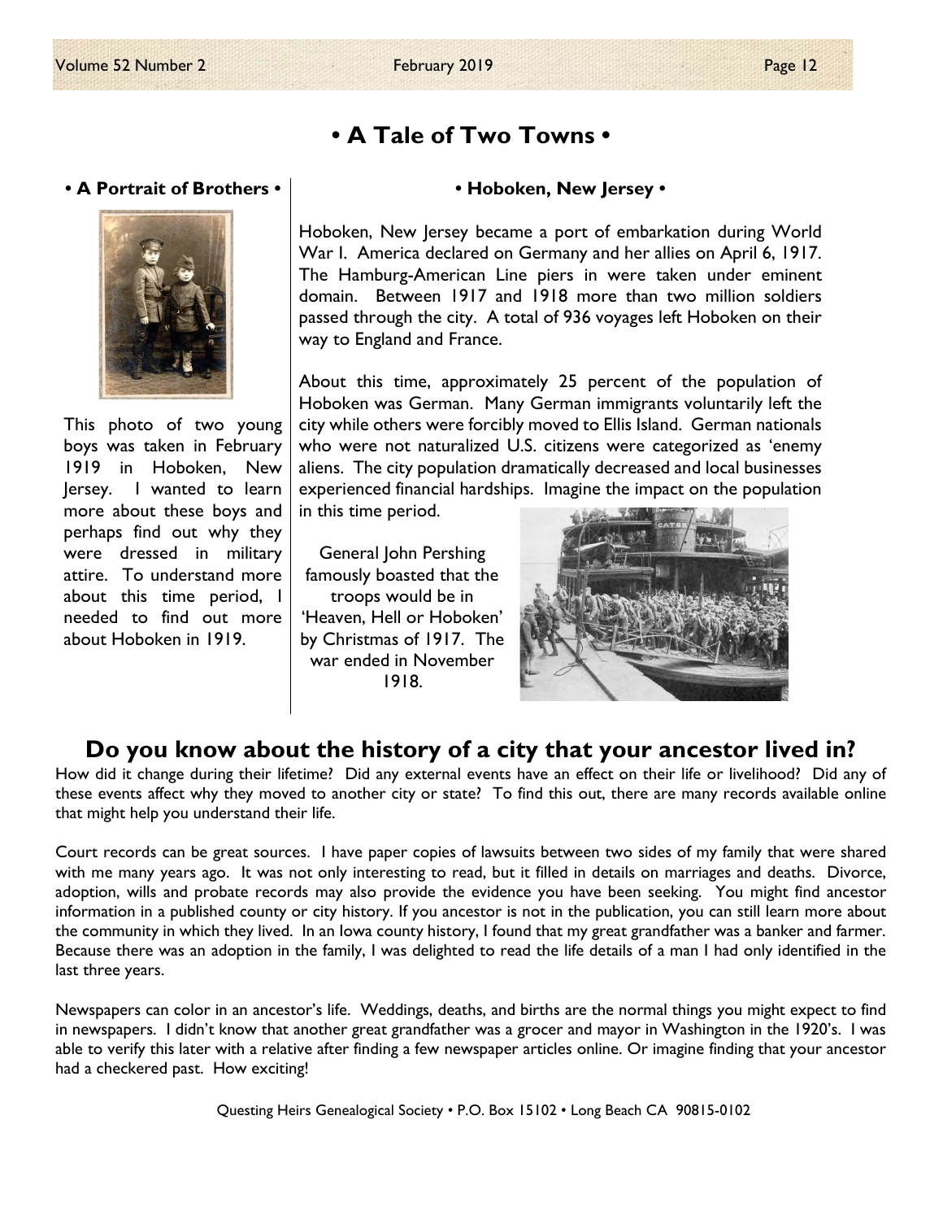# • A Tale of Two Towns •

### • A Portrait of Brothers •

This photo of two young boys was taken in February 1919 in Hoboken, New Jersey. I wanted to learn more about these boys and perhaps find out why they were dressed in military attire. To understand more about this time period, I needed to find out more about Hoboken in 1919.

### • Hoboken, New Jersey •

Hoboken, New Jersey became a port of embarkation during World War I. America declared on Germany and her allies on April 6, 1917. The Hamburg-American Line piers in were taken under eminent domain. Between 1917 and 1918 more than two million soldiers passed through the city. A total of 936 voyages left Hoboken on their way to England and France.

About this time, approximately 25 percent of the population of Hoboken was German. Many German immigrants voluntarily left the city while others were forcibly moved to Ellis Island. German nationals who were not naturalized U.S. citizens were categorized as 'enemy aliens. The city population dramatically decreased and local businesses experienced financial hardships. Imagine the impact on the population in this time period.

General John Pershing famously boasted that the troops would be in 'Heaven, Hell or Hoboken' by Christmas of 1917. The war ended in November 1918.

## Do you know about the history of a city that your ancestor lived in?

How did it change during their lifetime? Did any external events have an effect on their life or livelihood? Did any of these events affect why they moved to another city or state? To find this out, there are many records available online that might help you understand their life.

Court records can be great sources. I have paper copies of lawsuits between two sides of my family that were shared with me many years ago. It was not only interesting to read, but it filled in details on marriages and deaths. Divorce, adoption, wills and probate records may also provide the evidence you have been seeking. You might find ancestor information in a published county or city history. If you ancestor is not in the publication, you can still learn more about the community in which they lived. In an Iowa county history, I found that my great grandfather was a banker and farmer. Because there was an adoption in the family, I was delighted to read the life details of a man I had only identified in the last three years.

Newspapers can color in an ancestor's life. Weddings, deaths, and births are the normal things you might expect to find in newspapers. I didn't know that another great grandfather was a grocer and mayor in Washington in the 1920's. I was able to verify this later with a relative after finding a few newspaper articles online. Or imagine finding that your ancestor had a checkered past. How exciting!

Questing Heirs Genealogical Society • P.O. Box 15102 • Long Beach CA 90815-0102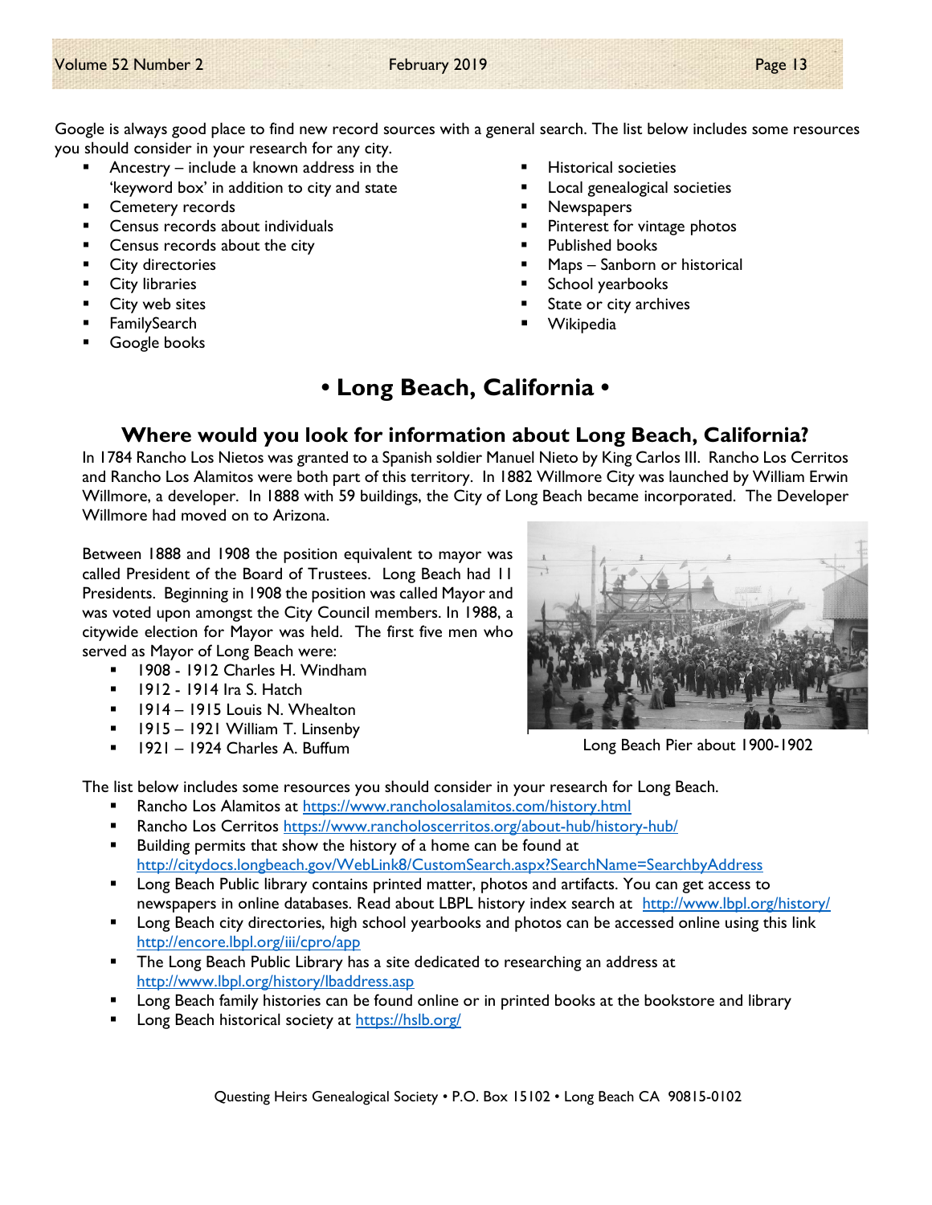Google is always good place to find new record sources with a general search. The list below includes some resources you should consider in your research for any city.

- Ancestry – include a known address in the 'keyword box' in addition to city and state
- Cemetery records
- Census records about individuals
- Census records about the city
- City directories
- City libraries
- City web sites
- FamilySearch
- Google books
- Historical societies
- Local genealogical societies
- Newspapers
- Pinterest for vintage photos
- Published books
- Maps – Sanborn or historical
- School yearbooks
- State or city archives
- Wikipedia

# • Long Beach, California •

## Where would you look for information about Long Beach, California?

In 1784 Rancho Los Nietos was granted to a Spanish soldier Manuel Nieto by King Carlos III. Rancho Los Cerritos and Rancho Los Alamitos were both part of this territory. In 1882 Willmore City was launched by William Erwin Willmore, a developer. In 1888 with 59 buildings, the City of Long Beach became incorporated. The Developer Willmore had moved on to Arizona.

Between 1888 and 1908 the position equivalent to mayor was called President of the Board of Trustees. Long Beach had 11 Presidents. Beginning in 1908 the position was called Mayor and was voted upon amongst the City Council members. In 1988, a citywide election for Mayor was held. The first five men who served as Mayor of Long Beach were:

- 1908 - 1912 Charles H. Windham
- 1912 - 1914 Ira S. Hatch
- 1914 – 1915 Louis N. Whealton
- 1915 – 1921 William T. Linsenby
- 1921 – 1924 Charles A. Buffum

Long Beach Pier about 1900-1902

The list below includes some resources you should consider in your research for Long Beach.

- Rancho Los Alamitos at https://www.rancholosalamitos.com/history.html
- Rancho Los Cerritos https://www.rancholoscerritos.org/about-hub/history-hub/
- Building permits that show the history of a home can be found at http://citydocs.longbeach.gov/WebLink8/CustomSearch.aspx?SearchName=SearchbyAddress
- Long Beach Public library contains printed matter, photos and artifacts. You can get access to newspapers in online databases. Read about LBPL history index search at http://www.lbpl.org/history/
- Long Beach city directories, high school yearbooks and photos can be accessed online using this link http://encore.lbpl.org/iii/cpro/app
- The Long Beach Public Library has a site dedicated to researching an address at http://www.lbpl.org/history/lbaddress.asp
- Long Beach family histories can be found online or in printed books at the bookstore and library
- Long Beach historical society at https://hslb.org/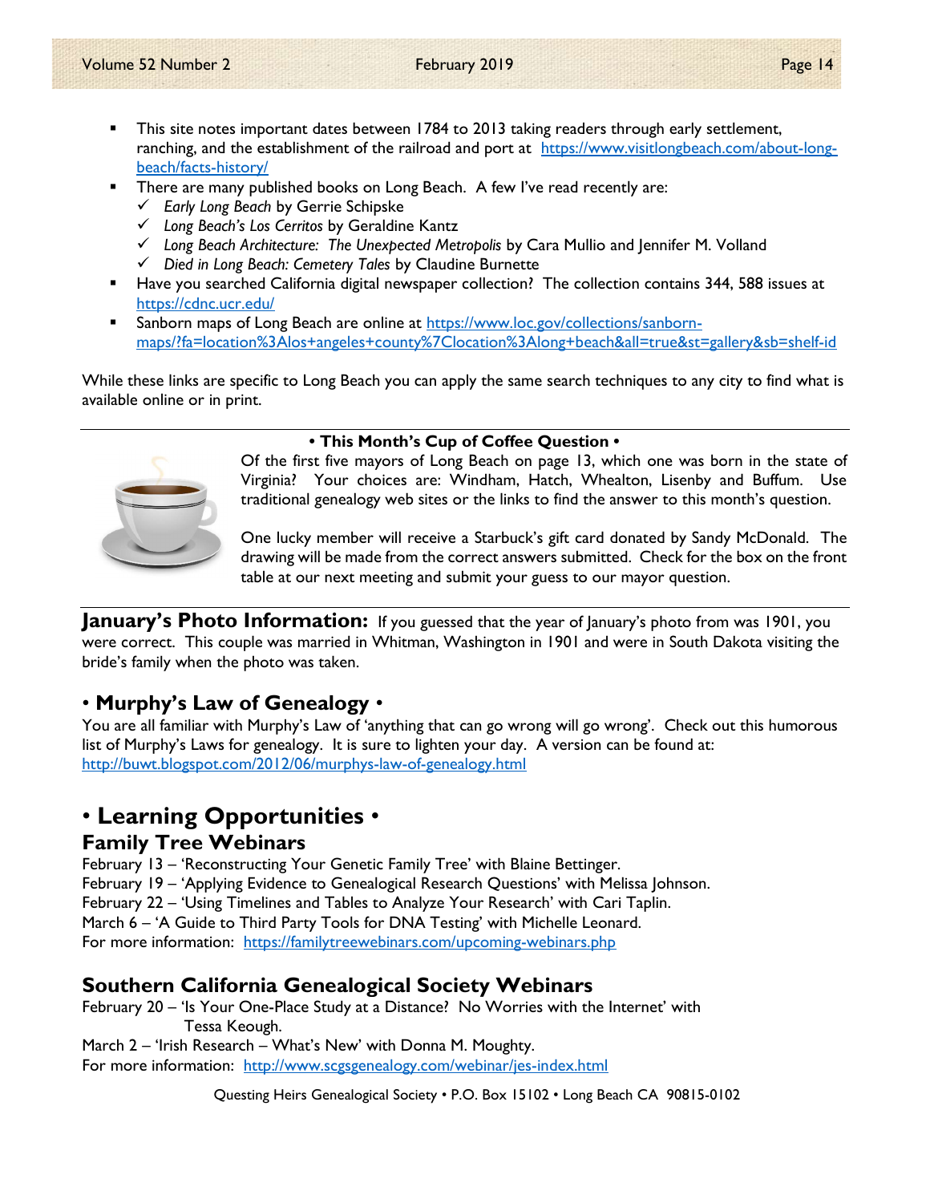- This site notes important dates between 1784 to 2013 taking readers through early settlement, ranching, and the establishment of the railroad and port at https://www.visitlongbeach.com/about-long-beach/facts-history/
- There are many published books on Long Beach. A few I've read recently are:
  - ✓ *Early Long Beach* by Gerrie Schipske
  - ✓ *Long Beach's Los Cerritos* by Geraldine Kantz
  - ✓ *Long Beach Architecture: The Unexpected Metropolis* by Cara Mullio and Jennifer M. Volland
  - ✓ *Died in Long Beach: Cemetery Tales* by Claudine Burnette
- Have you searched California digital newspaper collection? The collection contains 344, 588 issues at https://cdnc.ucr.edu/
- Sanborn maps of Long Beach are online at https://www.loc.gov/collections/sanborn-maps/?fa=location%3Alos+angeles+county%7Clocation%3Along+beach&all=true&st=gallery&sb=shelf-id

While these links are specific to Long Beach you can apply the same search techniques to any city to find what is available online or in print.

---

**• This Month's Cup of Coffee Question •**

Of the first five mayors of Long Beach on page 13, which one was born in the state of Virginia? Your choices are: Windham, Hatch, Whealton, Lisenby and Buffum. Use traditional genealogy web sites or the links to find the answer to this month's question.

One lucky member will receive a Starbuck's gift card donated by Sandy McDonald. The drawing will be made from the correct answers submitted. Check for the box on the front table at our next meeting and submit your guess to our mayor question.

---

**January's Photo Information:** If you guessed that the year of January's photo from was 1901, you were correct. This couple was married in Whitman, Washington in 1901 and were in South Dakota visiting the bride's family when the photo was taken.

## • Murphy's Law of Genealogy •

You are all familiar with Murphy's Law of 'anything that can go wrong will go wrong'. Check out this humorous list of Murphy's Laws for genealogy. It is sure to lighten your day. A version can be found at: http://buwt.blogspot.com/2012/06/murphys-law-of-genealogy.html

# • Learning Opportunities •

### Family Tree Webinars

February 13 – 'Reconstructing Your Genetic Family Tree' with Blaine Bettinger.
February 19 – 'Applying Evidence to Genealogical Research Questions' with Melissa Johnson.
February 22 – 'Using Timelines and Tables to Analyze Your Research' with Cari Taplin.
March 6 – 'A Guide to Third Party Tools for DNA Testing' with Michelle Leonard.
For more information: https://familytreewebinars.com/upcoming-webinars.php

### Southern California Genealogical Society Webinars

February 20 – 'Is Your One-Place Study at a Distance? No Worries with the Internet' with Tessa Keough.
March 2 – 'Irish Research – What's New' with Donna M. Moughty.
For more information: http://www.scgsgenealogy.com/webinar/jes-index.html

Questing Heirs Genealogical Society • P.O. Box 15102 • Long Beach CA 90815-0102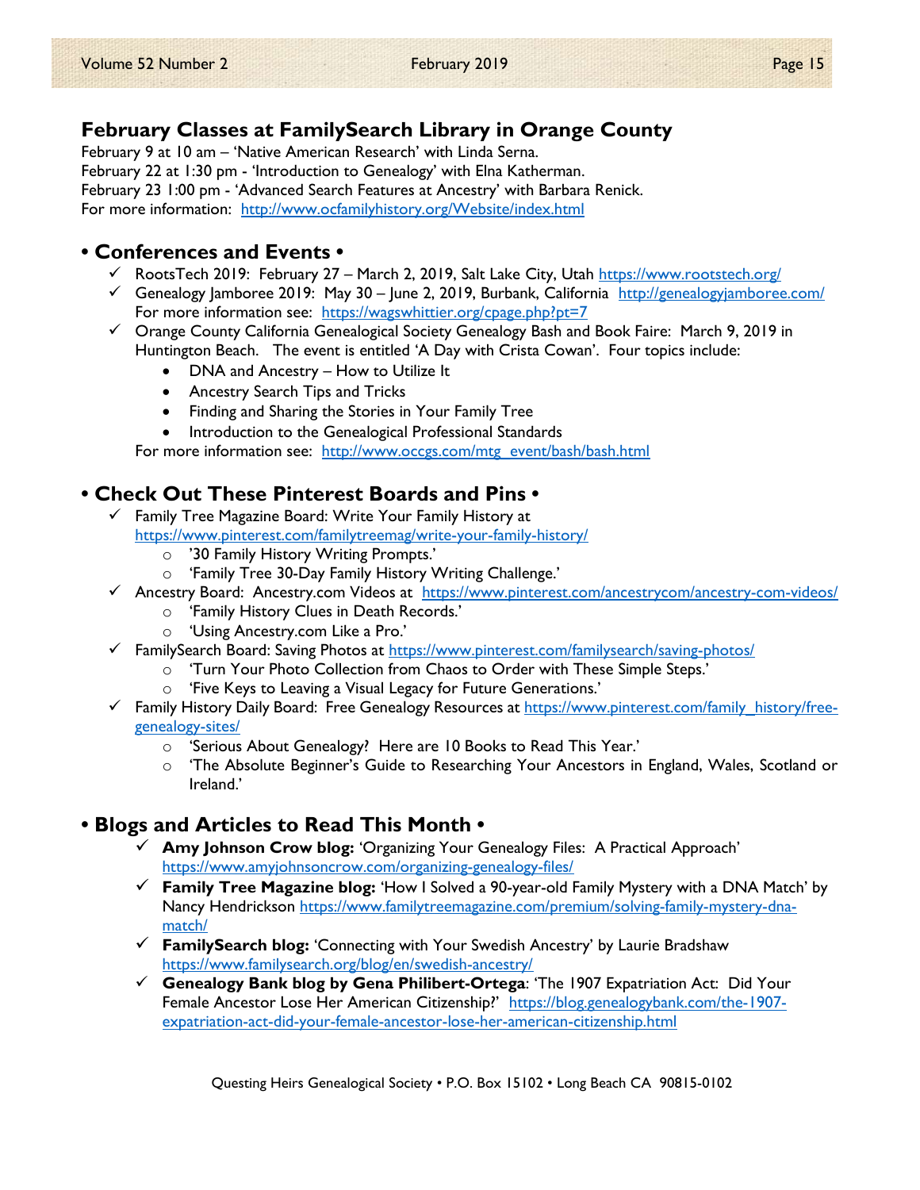## February Classes at FamilySearch Library in Orange County

February 9 at 10 am – 'Native American Research' with Linda Serna.
February 22 at 1:30 pm - 'Introduction to Genealogy' with Elna Katherman.
February 23 1:00 pm - 'Advanced Search Features at Ancestry' with Barbara Renick.
For more information: http://www.ocfamilyhistory.org/Website/index.html

## • Conferences and Events •

- ✓ RootsTech 2019: February 27 – March 2, 2019, Salt Lake City, Utah https://www.rootstech.org/
- ✓ Genealogy Jamboree 2019: May 30 – June 2, 2019, Burbank, California http://genealogyjamboree.com/
  For more information see: https://wagswhittier.org/cpage.php?pt=7
- ✓ Orange County California Genealogical Society Genealogy Bash and Book Faire: March 9, 2019 in Huntington Beach. The event is entitled 'A Day with Crista Cowan'. Four topics include:
  - DNA and Ancestry – How to Utilize It
  - Ancestry Search Tips and Tricks
  - Finding and Sharing the Stories in Your Family Tree
  - Introduction to the Genealogical Professional Standards

  For more information see: http://www.occgs.com/mtg_event/bash/bash.html

## • Check Out These Pinterest Boards and Pins •

- ✓ Family Tree Magazine Board: Write Your Family History at https://www.pinterest.com/familytreemag/write-your-family-history/
  - '30 Family History Writing Prompts.'
  - 'Family Tree 30-Day Family History Writing Challenge.'
- ✓ Ancestry Board: Ancestry.com Videos at https://www.pinterest.com/ancestrycom/ancestry-com-videos/
  - 'Family History Clues in Death Records.'
  - 'Using Ancestry.com Like a Pro.'
- ✓ FamilySearch Board: Saving Photos at https://www.pinterest.com/familysearch/saving-photos/
  - 'Turn Your Photo Collection from Chaos to Order with These Simple Steps.'
  - 'Five Keys to Leaving a Visual Legacy for Future Generations.'
- ✓ Family History Daily Board: Free Genealogy Resources at https://www.pinterest.com/family_history/free-genealogy-sites/
  - 'Serious About Genealogy? Here are 10 Books to Read This Year.'
  - 'The Absolute Beginner's Guide to Researching Your Ancestors in England, Wales, Scotland or Ireland.'

## • Blogs and Articles to Read This Month •

- ✓ **Amy Johnson Crow blog:** 'Organizing Your Genealogy Files: A Practical Approach' https://www.amyjohnsoncrow.com/organizing-genealogy-files/
- ✓ **Family Tree Magazine blog:** 'How I Solved a 90-year-old Family Mystery with a DNA Match' by Nancy Hendrickson https://www.familytreemagazine.com/premium/solving-family-mystery-dna-match/
- ✓ **FamilySearch blog:** 'Connecting with Your Swedish Ancestry' by Laurie Bradshaw https://www.familysearch.org/blog/en/swedish-ancestry/
- ✓ **Genealogy Bank blog by Gena Philibert-Ortega**: 'The 1907 Expatriation Act: Did Your Female Ancestor Lose Her American Citizenship?' https://blog.genealogybank.com/the-1907-expatriation-act-did-your-female-ancestor-lose-her-american-citizenship.html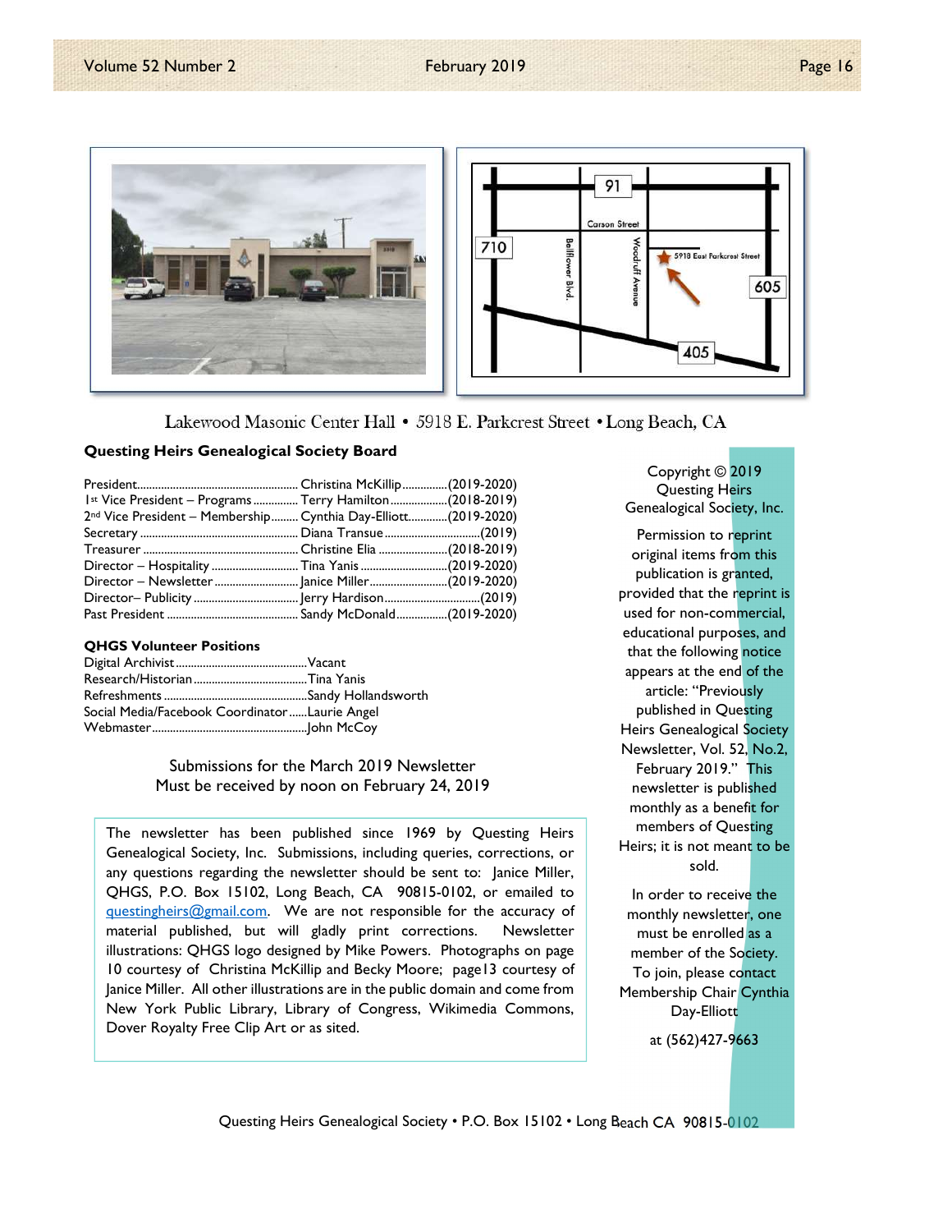Lakewood Masonic Center Hall • 5918 E. Parkcrest Street • Long Beach, CA

**Questing Heirs Genealogical Society Board**

| | | |
|---|---|---|
| President | Christina McKillip | (2019-2020) |
| 1st Vice President – Programs | Terry Hamilton | (2018-2019) |
| 2nd Vice President – Membership | Cynthia Day-Elliott | (2019-2020) |
| Secretary | Diana Transue | (2019) |
| Treasurer | Christine Elia | (2018-2019) |
| Director – Hospitality | Tina Yanis | (2019-2020) |
| Director – Newsletter | Janice Miller | (2019-2020) |
| Director– Publicity | Jerry Hardison | (2019) |
| Past President | Sandy McDonald | (2019-2020) |

**QHGS Volunteer Positions**

| | |
|---|---|
| Digital Archivist | Vacant |
| Research/Historian | Tina Yanis |
| Refreshments | Sandy Hollandsworth |
| Social Media/Facebook Coordinator | Laurie Angel |
| Webmaster | John McCoy |

Submissions for the March 2019 Newsletter
Must be received by noon on February 24, 2019

The newsletter has been published since 1969 by Questing Heirs Genealogical Society, Inc. Submissions, including queries, corrections, or any questions regarding the newsletter should be sent to: Janice Miller, QHGS, P.O. Box 15102, Long Beach, CA 90815-0102, or emailed to questingheirs@gmail.com. We are not responsible for the accuracy of material published, but will gladly print corrections. Newsletter illustrations: QHGS logo designed by Mike Powers. Photographs on page 10 courtesy of Christina McKillip and Becky Moore; page13 courtesy of Janice Miller. All other illustrations are in the public domain and come from New York Public Library, Library of Congress, Wikimedia Commons, Dover Royalty Free Clip Art or as sited.

Copyright © 2019 Questing Heirs Genealogical Society, Inc.

Permission to reprint original items from this publication is granted, provided that the reprint is used for non-commercial, educational purposes, and that the following notice appears at the end of the article: "Previously published in Questing Heirs Genealogical Society Newsletter, Vol. 52, No.2, February 2019." This newsletter is published monthly as a benefit for members of Questing Heirs; it is not meant to be sold.

In order to receive the monthly newsletter, one must be enrolled as a member of the Society. To join, please contact Membership Chair Cynthia Day-Elliott

at (562)427-9663

Questing Heirs Genealogical Society • P.O. Box 15102 • Long Beach CA 90815-0102